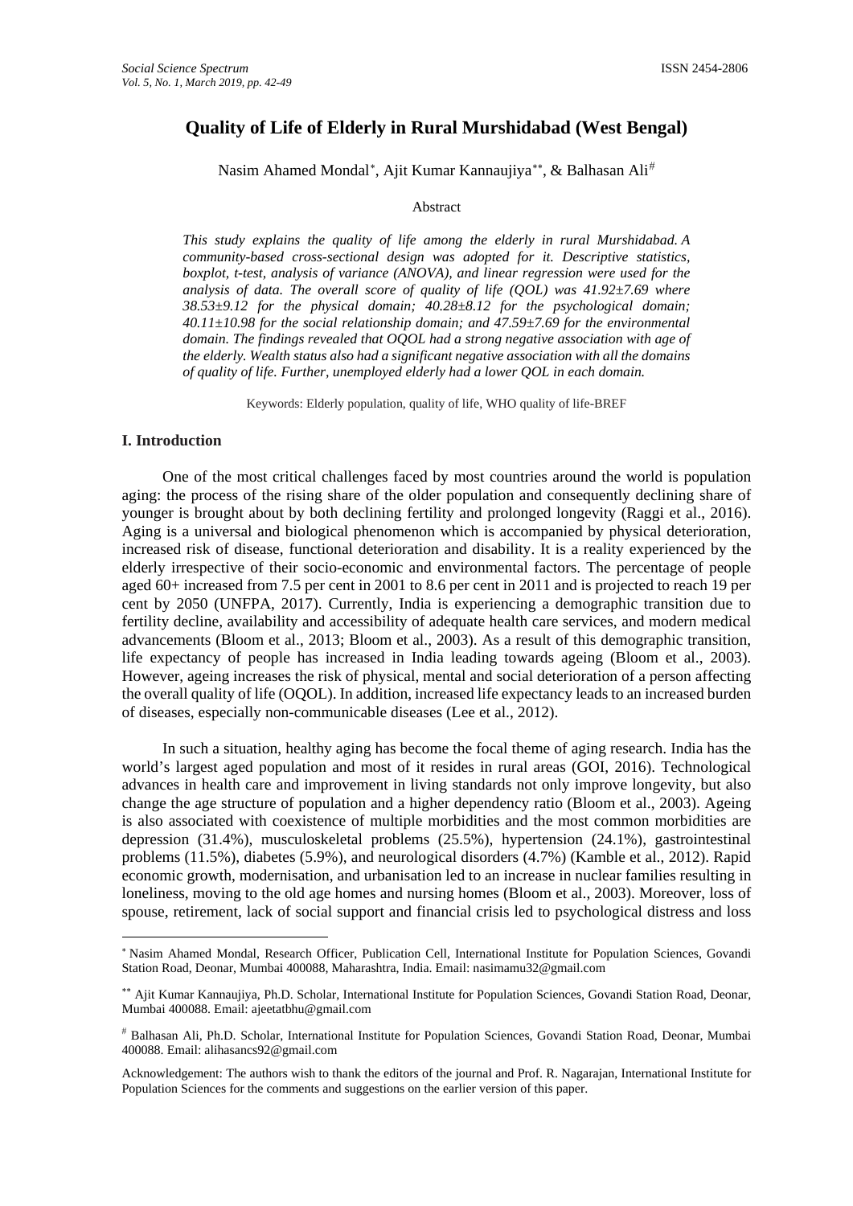# Quality of Life of Elderly in Rural Murshidabad (West Bengal)

Nasim Ahamed Mondal[*], Ajit Kumar Kannaujiya[**], & Balhasan Ali[#]

Abstract

*This study explains the quality of life among the elderly in rural Murshidabad. A community-based cross-sectional design was adopted for it. Descriptive statistics, boxplot, t-test, analysis of variance (ANOVA), and linear regression were used for the analysis of data. The overall score of quality of life (QOL) was 41.92±7.69 where 38.53±9.12 for the physical domain; 40.28±8.12 for the psychological domain; 40.11±10.98 for the social relationship domain; and 47.59±7.69 for the environmental domain. The findings revealed that OQOL had a strong negative association with age of the elderly. Wealth status also had a significant negative association with all the domains of quality of life. Further, unemployed elderly had a lower QOL in each domain.*

Keywords: Elderly population, quality of life, WHO quality of life-BREF

## I. Introduction

One of the most critical challenges faced by most countries around the world is population aging: the process of the rising share of the older population and consequently declining share of younger is brought about by both declining fertility and prolonged longevity (Raggi et al., 2016). Aging is a universal and biological phenomenon which is accompanied by physical deterioration, increased risk of disease, functional deterioration and disability. It is a reality experienced by the elderly irrespective of their socio-economic and environmental factors. The percentage of people aged 60+ increased from 7.5 per cent in 2001 to 8.6 per cent in 2011 and is projected to reach 19 per cent by 2050 (UNFPA, 2017). Currently, India is experiencing a demographic transition due to fertility decline, availability and accessibility of adequate health care services, and modern medical advancements (Bloom et al., 2013; Bloom et al., 2003). As a result of this demographic transition, life expectancy of people has increased in India leading towards ageing (Bloom et al., 2003). However, ageing increases the risk of physical, mental and social deterioration of a person affecting the overall quality of life (OQOL). In addition, increased life expectancy leads to an increased burden of diseases, especially non-communicable diseases (Lee et al., 2012).

In such a situation, healthy aging has become the focal theme of aging research. India has the world's largest aged population and most of it resides in rural areas (GOI, 2016). Technological advances in health care and improvement in living standards not only improve longevity, but also change the age structure of population and a higher dependency ratio (Bloom et al., 2003). Ageing is also associated with coexistence of multiple morbidities and the most common morbidities are depression (31.4%), musculoskeletal problems (25.5%), hypertension (24.1%), gastrointestinal problems (11.5%), diabetes (5.9%), and neurological disorders (4.7%) (Kamble et al., 2012). Rapid economic growth, modernisation, and urbanisation led to an increase in nuclear families resulting in loneliness, moving to the old age homes and nursing homes (Bloom et al., 2003). Moreover, loss of spouse, retirement, lack of social support and financial crisis led to psychological distress and loss

---

[*] Nasim Ahamed Mondal, Research Officer, Publication Cell, International Institute for Population Sciences, Govandi Station Road, Deonar, Mumbai 400088, Maharashtra, India. Email: nasimamu32@gmail.com

[**] Ajit Kumar Kannaujiya, Ph.D. Scholar, International Institute for Population Sciences, Govandi Station Road, Deonar, Mumbai 400088. Email: ajeetatbhu@gmail.com

[#] Balhasan Ali, Ph.D. Scholar, International Institute for Population Sciences, Govandi Station Road, Deonar, Mumbai 400088. Email: alihasancs92@gmail.com

Acknowledgement: The authors wish to thank the editors of the journal and Prof. R. Nagarajan, International Institute for Population Sciences for the comments and suggestions on the earlier version of this paper.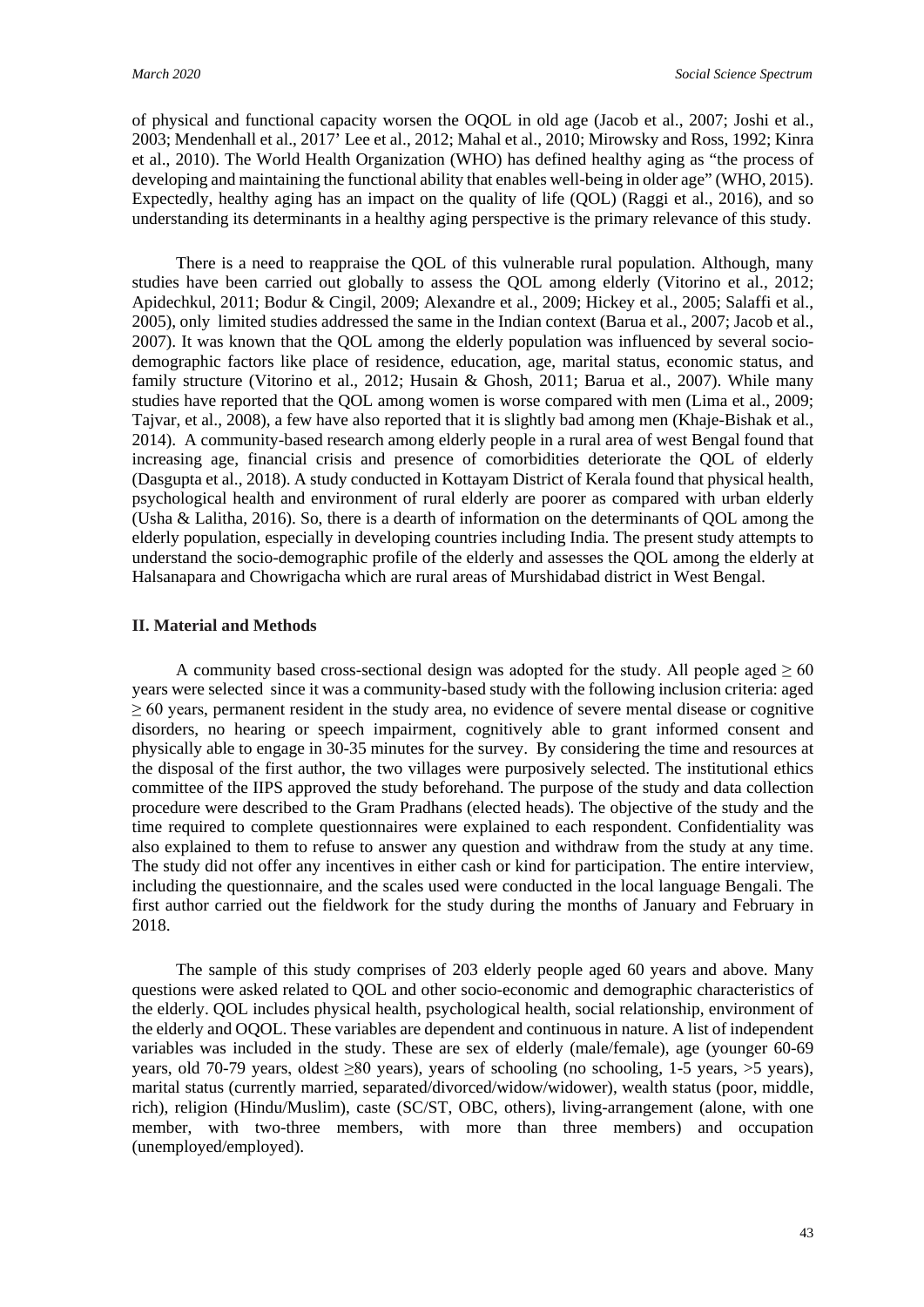of physical and functional capacity worsen the OQOL in old age (Jacob et al., 2007; Joshi et al., 2003; Mendenhall et al., 2017' Lee et al., 2012; Mahal et al., 2010; Mirowsky and Ross, 1992; Kinra et al., 2010). The World Health Organization (WHO) has defined healthy aging as "the process of developing and maintaining the functional ability that enables well-being in older age" (WHO, 2015). Expectedly, healthy aging has an impact on the quality of life (QOL) (Raggi et al., 2016), and so understanding its determinants in a healthy aging perspective is the primary relevance of this study.

There is a need to reappraise the QOL of this vulnerable rural population. Although, many studies have been carried out globally to assess the QOL among elderly (Vitorino et al., 2012; Apidechkul, 2011; Bodur & Cingil, 2009; Alexandre et al., 2009; Hickey et al., 2005; Salaffi et al., 2005), only limited studies addressed the same in the Indian context (Barua et al., 2007; Jacob et al., 2007). It was known that the QOL among the elderly population was influenced by several socio-demographic factors like place of residence, education, age, marital status, economic status, and family structure (Vitorino et al., 2012; Husain & Ghosh, 2011; Barua et al., 2007). While many studies have reported that the QOL among women is worse compared with men (Lima et al., 2009; Tajvar, et al., 2008), a few have also reported that it is slightly bad among men (Khaje-Bishak et al., 2014). A community-based research among elderly people in a rural area of west Bengal found that increasing age, financial crisis and presence of comorbidities deteriorate the QOL of elderly (Dasgupta et al., 2018). A study conducted in Kottayam District of Kerala found that physical health, psychological health and environment of rural elderly are poorer as compared with urban elderly (Usha & Lalitha, 2016). So, there is a dearth of information on the determinants of QOL among the elderly population, especially in developing countries including India. The present study attempts to understand the socio-demographic profile of the elderly and assesses the QOL among the elderly at Halsanapara and Chowrigacha which are rural areas of Murshidabad district in West Bengal.

## II. Material and Methods

A community based cross-sectional design was adopted for the study. All people aged $\geq 60$ years were selected since it was a community-based study with the following inclusion criteria: aged $\geq 60$ years, permanent resident in the study area, no evidence of severe mental disease or cognitive disorders, no hearing or speech impairment, cognitively able to grant informed consent and physically able to engage in 30-35 minutes for the survey. By considering the time and resources at the disposal of the first author, the two villages were purposively selected. The institutional ethics committee of the IIPS approved the study beforehand. The purpose of the study and data collection procedure were described to the Gram Pradhans (elected heads). The objective of the study and the time required to complete questionnaires were explained to each respondent. Confidentiality was also explained to them to refuse to answer any question and withdraw from the study at any time. The study did not offer any incentives in either cash or kind for participation. The entire interview, including the questionnaire, and the scales used were conducted in the local language Bengali. The first author carried out the fieldwork for the study during the months of January and February in 2018.

The sample of this study comprises of 203 elderly people aged 60 years and above. Many questions were asked related to QOL and other socio-economic and demographic characteristics of the elderly. QOL includes physical health, psychological health, social relationship, environment of the elderly and OQOL. These variables are dependent and continuous in nature. A list of independent variables was included in the study. These are sex of elderly (male/female), age (younger 60-69 years, old 70-79 years, oldest $\geq$80 years), years of schooling (no schooling, 1-5 years, >5 years), marital status (currently married, separated/divorced/widow/widower), wealth status (poor, middle, rich), religion (Hindu/Muslim), caste (SC/ST, OBC, others), living-arrangement (alone, with one member, with two-three members, with more than three members) and occupation (unemployed/employed).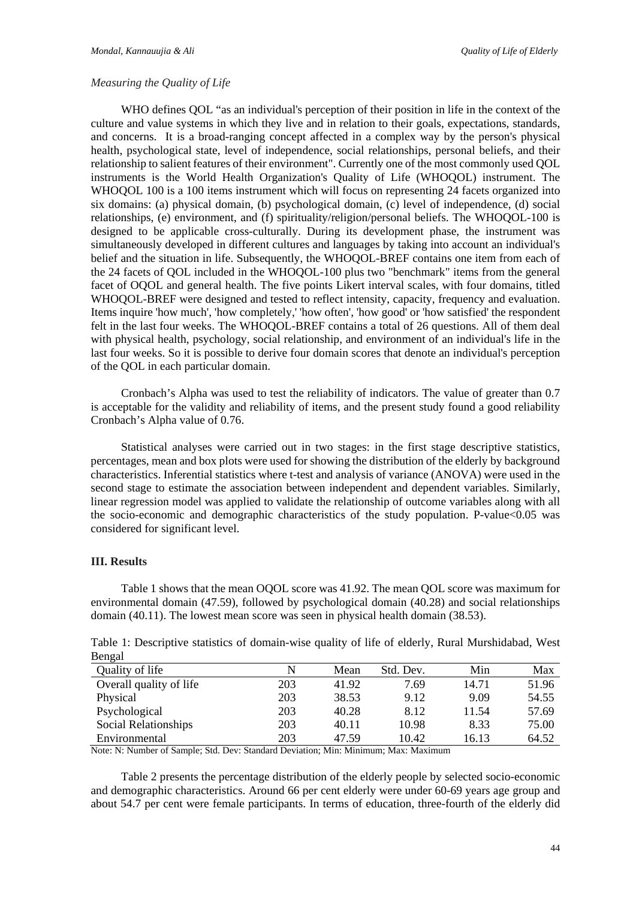*Measuring the Quality of Life*

WHO defines QOL "as an individual's perception of their position in life in the context of the culture and value systems in which they live and in relation to their goals, expectations, standards, and concerns. It is a broad-ranging concept affected in a complex way by the person's physical health, psychological state, level of independence, social relationships, personal beliefs, and their relationship to salient features of their environment". Currently one of the most commonly used QOL instruments is the World Health Organization's Quality of Life (WHOQOL) instrument. The WHOQOL 100 is a 100 items instrument which will focus on representing 24 facets organized into six domains: (a) physical domain, (b) psychological domain, (c) level of independence, (d) social relationships, (e) environment, and (f) spirituality/religion/personal beliefs. The WHOQOL-100 is designed to be applicable cross-culturally. During its development phase, the instrument was simultaneously developed in different cultures and languages by taking into account an individual's belief and the situation in life. Subsequently, the WHOQOL-BREF contains one item from each of the 24 facets of QOL included in the WHOQOL-100 plus two "benchmark" items from the general facet of OQOL and general health. The five points Likert interval scales, with four domains, titled WHOQOL-BREF were designed and tested to reflect intensity, capacity, frequency and evaluation. Items inquire 'how much', 'how completely,' 'how often', 'how good' or 'how satisfied' the respondent felt in the last four weeks. The WHOQOL-BREF contains a total of 26 questions. All of them deal with physical health, psychology, social relationship, and environment of an individual's life in the last four weeks. So it is possible to derive four domain scores that denote an individual's perception of the QOL in each particular domain.

Cronbach's Alpha was used to test the reliability of indicators. The value of greater than 0.7 is acceptable for the validity and reliability of items, and the present study found a good reliability Cronbach's Alpha value of 0.76.

Statistical analyses were carried out in two stages: in the first stage descriptive statistics, percentages, mean and box plots were used for showing the distribution of the elderly by background characteristics. Inferential statistics where t-test and analysis of variance (ANOVA) were used in the second stage to estimate the association between independent and dependent variables. Similarly, linear regression model was applied to validate the relationship of outcome variables along with all the socio-economic and demographic characteristics of the study population. P-value<0.05 was considered for significant level.

## III. Results

Table 1 shows that the mean OQOL score was 41.92. The mean QOL score was maximum for environmental domain (47.59), followed by psychological domain (40.28) and social relationships domain (40.11). The lowest mean score was seen in physical health domain (38.53).

Table 1: Descriptive statistics of domain-wise quality of life of elderly, Rural Murshidabad, West Bengal

| Quality of life | N | Mean | Std. Dev. | Min | Max |
|---|---|---|---|---|---|
| Overall quality of life | 203 | 41.92 | 7.69 | 14.71 | 51.96 |
| Physical | 203 | 38.53 | 9.12 | 9.09 | 54.55 |
| Psychological | 203 | 40.28 | 8.12 | 11.54 | 57.69 |
| Social Relationships | 203 | 40.11 | 10.98 | 8.33 | 75.00 |
| Environmental | 203 | 47.59 | 10.42 | 16.13 | 64.52 |

Note: N: Number of Sample; Std. Dev: Standard Deviation; Min: Minimum; Max: Maximum

Table 2 presents the percentage distribution of the elderly people by selected socio-economic and demographic characteristics. Around 66 per cent elderly were under 60-69 years age group and about 54.7 per cent were female participants. In terms of education, three-fourth of the elderly did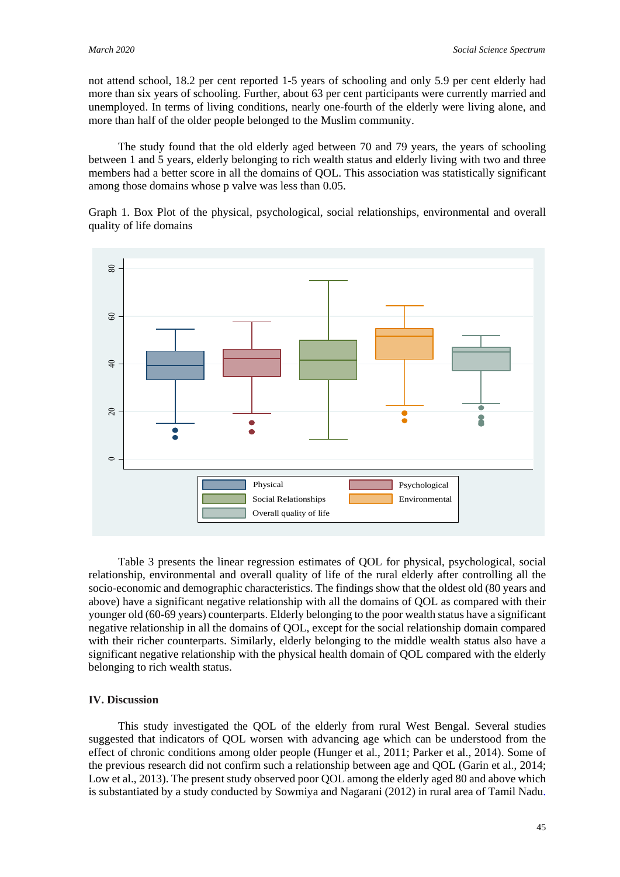not attend school, 18.2 per cent reported 1-5 years of schooling and only 5.9 per cent elderly had more than six years of schooling. Further, about 63 per cent participants were currently married and unemployed. In terms of living conditions, nearly one-fourth of the elderly were living alone, and more than half of the older people belonged to the Muslim community.

The study found that the old elderly aged between 70 and 79 years, the years of schooling between 1 and 5 years, elderly belonging to rich wealth status and elderly living with two and three members had a better score in all the domains of QOL. This association was statistically significant among those domains whose p valve was less than 0.05.

Graph 1. Box Plot of the physical, psychological, social relationships, environmental and overall quality of life domains

Table 3 presents the linear regression estimates of QOL for physical, psychological, social relationship, environmental and overall quality of life of the rural elderly after controlling all the socio-economic and demographic characteristics. The findings show that the oldest old (80 years and above) have a significant negative relationship with all the domains of QOL as compared with their younger old (60-69 years) counterparts. Elderly belonging to the poor wealth status have a significant negative relationship in all the domains of QOL, except for the social relationship domain compared with their richer counterparts. Similarly, elderly belonging to the middle wealth status also have a significant negative relationship with the physical health domain of QOL compared with the elderly belonging to rich wealth status.

## IV. Discussion

This study investigated the QOL of the elderly from rural West Bengal. Several studies suggested that indicators of QOL worsen with advancing age which can be understood from the effect of chronic conditions among older people (Hunger et al., 2011; Parker et al., 2014). Some of the previous research did not confirm such a relationship between age and QOL (Garin et al., 2014; Low et al., 2013). The present study observed poor QOL among the elderly aged 80 and above which is substantiated by a study conducted by Sowmiya and Nagarani (2012) in rural area of Tamil Nadu.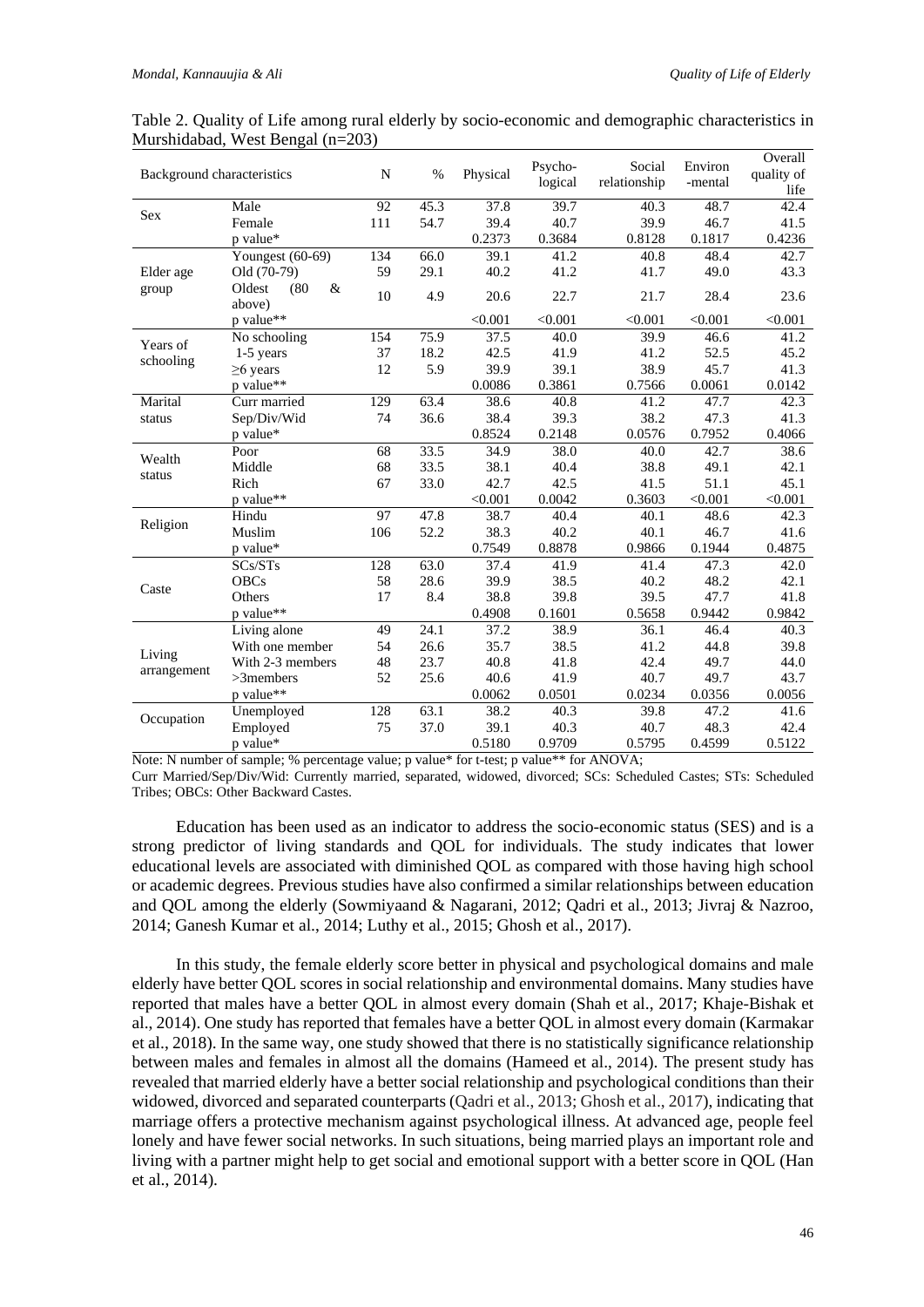Table 2. Quality of Life among rural elderly by socio-economic and demographic characteristics in Murshidabad, West Bengal (n=203)

| Background characteristics | | N | % | Physical | Psycho-logical | Social relationship | Environ-mental | Overall quality of life |
|---|---|---|---|---|---|---|---|---|
| Sex | Male | 92 | 45.3 | 37.8 | 39.7 | 40.3 | 48.7 | 42.4 |
| | Female | 111 | 54.7 | 39.4 | 40.7 | 39.9 | 46.7 | 41.5 |
| | p value* | | | 0.2373 | 0.3684 | 0.8128 | 0.1817 | 0.4236 |
| Elder age group | Youngest (60-69) | 134 | 66.0 | 39.1 | 41.2 | 40.8 | 48.4 | 42.7 |
| | Old (70-79) | 59 | 29.1 | 40.2 | 41.2 | 41.7 | 49.0 | 43.3 |
| | Oldest (80 & above) | 10 | 4.9 | 20.6 | 22.7 | 21.7 | 28.4 | 23.6 |
| | p value** | | | <0.001 | <0.001 | <0.001 | <0.001 | <0.001 |
| Years of schooling | No schooling | 154 | 75.9 | 37.5 | 40.0 | 39.9 | 46.6 | 41.2 |
| | 1-5 years | 37 | 18.2 | 42.5 | 41.9 | 41.2 | 52.5 | 45.2 |
| | ≥6 years | 12 | 5.9 | 39.9 | 39.1 | 38.9 | 45.7 | 41.3 |
| | p value** | | | 0.0086 | 0.3861 | 0.7566 | 0.0061 | 0.0142 |
| Marital status | Curr married | 129 | 63.4 | 38.6 | 40.8 | 41.2 | 47.7 | 42.3 |
| | Sep/Div/Wid | 74 | 36.6 | 38.4 | 39.3 | 38.2 | 47.3 | 41.3 |
| | p value* | | | 0.8524 | 0.2148 | 0.0576 | 0.7952 | 0.4066 |
| Wealth status | Poor | 68 | 33.5 | 34.9 | 38.0 | 40.0 | 42.7 | 38.6 |
| | Middle | 68 | 33.5 | 38.1 | 40.4 | 38.8 | 49.1 | 42.1 |
| | Rich | 67 | 33.0 | 42.7 | 42.5 | 41.5 | 51.1 | 45.1 |
| | p value** | | | <0.001 | 0.0042 | 0.3603 | <0.001 | <0.001 |
| Religion | Hindu | 97 | 47.8 | 38.7 | 40.4 | 40.1 | 48.6 | 42.3 |
| | Muslim | 106 | 52.2 | 38.3 | 40.2 | 40.1 | 46.7 | 41.6 |
| | p value* | | | 0.7549 | 0.8878 | 0.9866 | 0.1944 | 0.4875 |
| Caste | SCs/STs | 128 | 63.0 | 37.4 | 41.9 | 41.4 | 47.3 | 42.0 |
| | OBCs | 58 | 28.6 | 39.9 | 38.5 | 40.2 | 48.2 | 42.1 |
| | Others | 17 | 8.4 | 38.8 | 39.8 | 39.5 | 47.7 | 41.8 |
| | p value** | | | 0.4908 | 0.1601 | 0.5658 | 0.9442 | 0.9842 |
| Living arrangement | Living alone | 49 | 24.1 | 37.2 | 38.9 | 36.1 | 46.4 | 40.3 |
| | With one member | 54 | 26.6 | 35.7 | 38.5 | 41.2 | 44.8 | 39.8 |
| | With 2-3 members | 48 | 23.7 | 40.8 | 41.8 | 42.4 | 49.7 | 44.0 |
| | >3members | 52 | 25.6 | 40.6 | 41.9 | 40.7 | 49.7 | 43.7 |
| | p value** | | | 0.0062 | 0.0501 | 0.0234 | 0.0356 | 0.0056 |
| Occupation | Unemployed | 128 | 63.1 | 38.2 | 40.3 | 39.8 | 47.2 | 41.6 |
| | Employed | 75 | 37.0 | 39.1 | 40.3 | 40.7 | 48.3 | 42.4 |
| | p value* | | | 0.5180 | 0.9709 | 0.5795 | 0.4599 | 0.5122 |

Note: N number of sample; % percentage value; p value* for t-test; p value** for ANOVA;
Curr Married/Sep/Div/Wid: Currently married, separated, widowed, divorced; SCs: Scheduled Castes; STs: Scheduled Tribes; OBCs: Other Backward Castes.

Education has been used as an indicator to address the socio-economic status (SES) and is a strong predictor of living standards and QOL for individuals. The study indicates that lower educational levels are associated with diminished QOL as compared with those having high school or academic degrees. Previous studies have also confirmed a similar relationships between education and QOL among the elderly (Sowmiyaand & Nagarani, 2012; Qadri et al., 2013; Jivraj & Nazroo, 2014; Ganesh Kumar et al., 2014; Luthy et al., 2015; Ghosh et al., 2017).

In this study, the female elderly score better in physical and psychological domains and male elderly have better QOL scores in social relationship and environmental domains. Many studies have reported that males have a better QOL in almost every domain (Shah et al., 2017; Khaje-Bishak et al., 2014). One study has reported that females have a better QOL in almost every domain (Karmakar et al., 2018). In the same way, one study showed that there is no statistically significance relationship between males and females in almost all the domains (Hameed et al., 2014). The present study has revealed that married elderly have a better social relationship and psychological conditions than their widowed, divorced and separated counterparts (Qadri et al., 2013; Ghosh et al., 2017), indicating that marriage offers a protective mechanism against psychological illness. At advanced age, people feel lonely and have fewer social networks. In such situations, being married plays an important role and living with a partner might help to get social and emotional support with a better score in QOL (Han et al., 2014).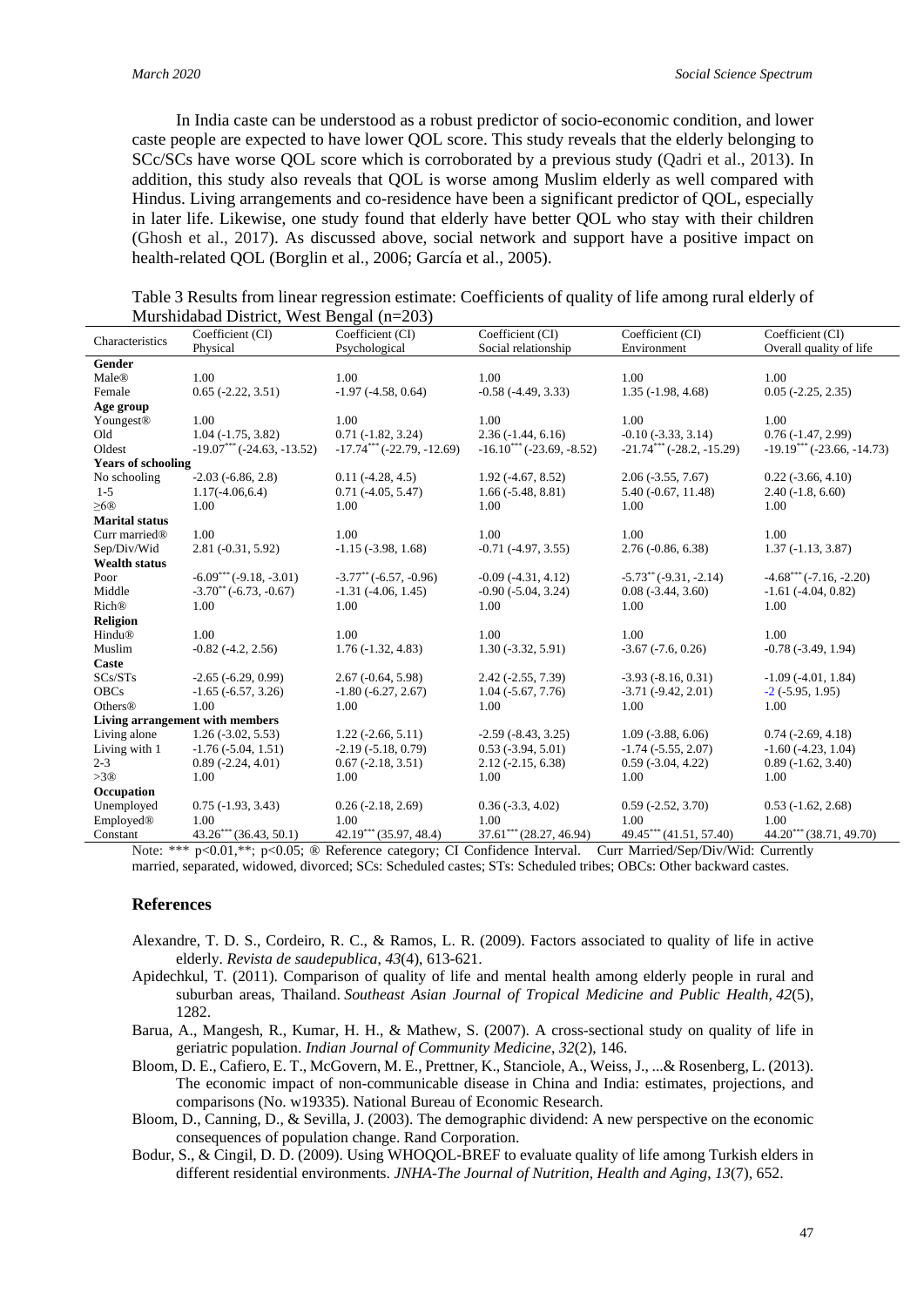In India caste can be understood as a robust predictor of socio-economic condition, and lower caste people are expected to have lower QOL score. This study reveals that the elderly belonging to SCc/SCs have worse QOL score which is corroborated by a previous study (Qadri et al., 2013). In addition, this study also reveals that QOL is worse among Muslim elderly as well compared with Hindus. Living arrangements and co-residence have been a significant predictor of QOL, especially in later life. Likewise, one study found that elderly have better QOL who stay with their children (Ghosh et al., 2017). As discussed above, social network and support have a positive impact on health-related QOL (Borglin et al., 2006; García et al., 2005).

Table 3 Results from linear regression estimate: Coefficients of quality of life among rural elderly of Murshidabad District, West Bengal (n=203)

| Characteristics | Coefficient (CI) Physical | Coefficient (CI) Psychological | Coefficient (CI) Social relationship | Coefficient (CI) Environment | Coefficient (CI) Overall quality of life |
|---|---|---|---|---|---|
| **Gender** | | | | | |
| Male® | 1.00 | 1.00 | 1.00 | 1.00 | 1.00 |
| Female | 0.65 (-2.22, 3.51) | -1.97 (-4.58, 0.64) | -0.58 (-4.49, 3.33) | 1.35 (-1.98, 4.68) | 0.05 (-2.25, 2.35) |
| **Age group** | | | | | |
| Youngest® | 1.00 | 1.00 | 1.00 | 1.00 | 1.00 |
| Old | 1.04 (-1.75, 3.82) | 0.71 (-1.82, 3.24) | 2.36 (-1.44, 6.16) | -0.10 (-3.33, 3.14) | 0.76 (-1.47, 2.99) |
| Oldest | -19.07*** (-24.63, -13.52) | -17.74*** (-22.79, -12.69) | -16.10*** (-23.69, -8.52) | -21.74*** (-28.2, -15.29) | -19.19*** (-23.66, -14.73) |
| **Years of schooling** | | | | | |
| No schooling | -2.03 (-6.86, 2.8) | 0.11 (-4.28, 4.5) | 1.92 (-4.67, 8.52) | 2.06 (-3.55, 7.67) | 0.22 (-3.66, 4.10) |
| 1-5 | 1.17(-4.06,6.4) | 0.71 (-4.05, 5.47) | 1.66 (-5.48, 8.81) | 5.40 (-0.67, 11.48) | 2.40 (-1.8, 6.60) |
| ≥6® | 1.00 | 1.00 | 1.00 | 1.00 | 1.00 |
| **Marital status** | | | | | |
| Curr married® | 1.00 | 1.00 | 1.00 | 1.00 | 1.00 |
| Sep/Div/Wid | 2.81 (-0.31, 5.92) | -1.15 (-3.98, 1.68) | -0.71 (-4.97, 3.55) | 2.76 (-0.86, 6.38) | 1.37 (-1.13, 3.87) |
| **Wealth status** | | | | | |
| Poor | -6.09*** (-9.18, -3.01) | -3.77** (-6.57, -0.96) | -0.09 (-4.31, 4.12) | -5.73** (-9.31, -2.14) | -4.68*** (-7.16, -2.20) |
| Middle | -3.70** (-6.73, -0.67) | -1.31 (-4.06, 1.45) | -0.90 (-5.04, 3.24) | 0.08 (-3.44, 3.60) | -1.61 (-4.04, 0.82) |
| Rich® | 1.00 | 1.00 | 1.00 | 1.00 | 1.00 |
| **Religion** | | | | | |
| Hindu® | 1.00 | 1.00 | 1.00 | 1.00 | 1.00 |
| Muslim | -0.82 (-4.2, 2.56) | 1.76 (-1.32, 4.83) | 1.30 (-3.32, 5.91) | -3.67 (-7.6, 0.26) | -0.78 (-3.49, 1.94) |
| **Caste** | | | | | |
| SCs/STs | -2.65 (-6.29, 0.99) | 2.67 (-0.64, 5.98) | 2.42 (-2.55, 7.39) | -3.93 (-8.16, 0.31) | -1.09 (-4.01, 1.84) |
| OBCs | -1.65 (-6.57, 3.26) | -1.80 (-6.27, 2.67) | 1.04 (-5.67, 7.76) | -3.71 (-9.42, 2.01) | -2 (-5.95, 1.95) |
| Others® | 1.00 | 1.00 | 1.00 | 1.00 | 1.00 |
| **Living arrangement with members** | | | | | |
| Living alone | 1.26 (-3.02, 5.53) | 1.22 (-2.66, 5.11) | -2.59 (-8.43, 3.25) | 1.09 (-3.88, 6.06) | 0.74 (-2.69, 4.18) |
| Living with 1 | -1.76 (-5.04, 1.51) | -2.19 (-5.18, 0.79) | 0.53 (-3.94, 5.01) | -1.74 (-5.55, 2.07) | -1.60 (-4.23, 1.04) |
| 2-3 | 0.89 (-2.24, 4.01) | 0.67 (-2.18, 3.51) | 2.12 (-2.15, 6.38) | 0.59 (-3.04, 4.22) | 0.89 (-1.62, 3.40) |
| >3® | 1.00 | 1.00 | 1.00 | 1.00 | 1.00 |
| **Occupation** | | | | | |
| Unemployed | 0.75 (-1.93, 3.43) | 0.26 (-2.18, 2.69) | 0.36 (-3.3, 4.02) | 0.59 (-2.52, 3.70) | 0.53 (-1.62, 2.68) |
| Employed® | 1.00 | 1.00 | 1.00 | 1.00 | 1.00 |
| Constant | 43.26*** (36.43, 50.1) | 42.19*** (35.97, 48.4) | 37.61*** (28.27, 46.94) | 49.45*** (41.51, 57.40) | 44.20*** (38.71, 49.70) |

Note: *** p<0.01,**; p<0.05; ® Reference category; CI Confidence Interval. Curr Married/Sep/Div/Wid: Currently married, separated, widowed, divorced; SCs: Scheduled castes; STs: Scheduled tribes; OBCs: Other backward castes.

## References

Alexandre, T. D. S., Cordeiro, R. C., & Ramos, L. R. (2009). Factors associated to quality of life in active elderly. *Revista de saudepublica*, *43*(4), 613-621.

Apidechkul, T. (2011). Comparison of quality of life and mental health among elderly people in rural and suburban areas, Thailand. *Southeast Asian Journal of Tropical Medicine and Public Health*, *42*(5), 1282.

Barua, A., Mangesh, R., Kumar, H. H., & Mathew, S. (2007). A cross-sectional study on quality of life in geriatric population. *Indian Journal of Community Medicine*, *32*(2), 146.

Bloom, D. E., Cafiero, E. T., McGovern, M. E., Prettner, K., Stanciole, A., Weiss, J., ...& Rosenberg, L. (2013). The economic impact of non-communicable disease in China and India: estimates, projections, and comparisons (No. w19335). National Bureau of Economic Research.

Bloom, D., Canning, D., & Sevilla, J. (2003). The demographic dividend: A new perspective on the economic consequences of population change. Rand Corporation.

Bodur, S., & Cingil, D. D. (2009). Using WHOQOL-BREF to evaluate quality of life among Turkish elders in different residential environments. *JNHA-The Journal of Nutrition, Health and Aging*, *13*(7), 652.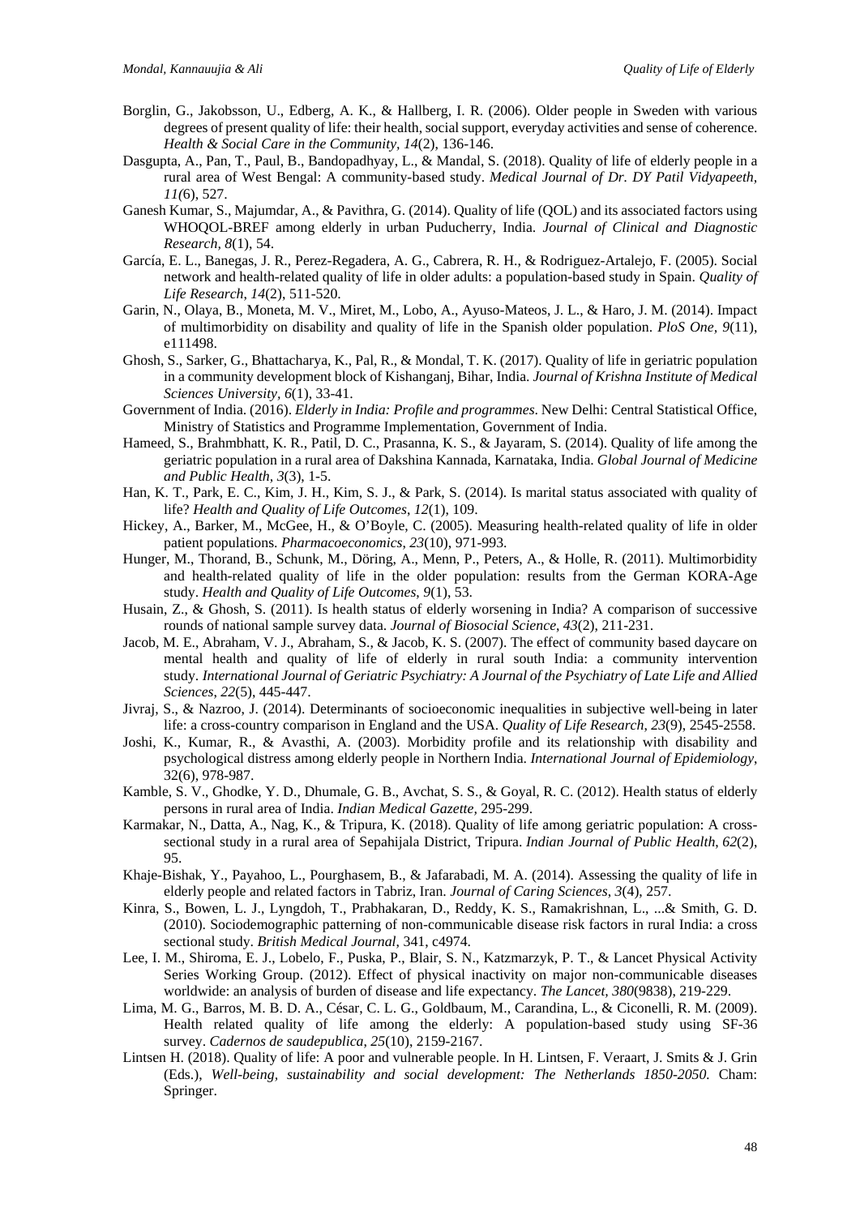Borglin, G., Jakobsson, U., Edberg, A. K., & Hallberg, I. R. (2006). Older people in Sweden with various degrees of present quality of life: their health, social support, everyday activities and sense of coherence. *Health & Social Care in the Community*, *14*(2), 136-146.

Dasgupta, A., Pan, T., Paul, B., Bandopadhyay, L., & Mandal, S. (2018). Quality of life of elderly people in a rural area of West Bengal: A community-based study. *Medical Journal of Dr. DY Patil Vidyapeeth, 11(*6), 527.

Ganesh Kumar, S., Majumdar, A., & Pavithra, G. (2014). Quality of life (QOL) and its associated factors using WHOQOL-BREF among elderly in urban Puducherry, India. *Journal of Clinical and Diagnostic Research*, *8*(1), 54.

García, E. L., Banegas, J. R., Perez-Regadera, A. G., Cabrera, R. H., & Rodriguez-Artalejo, F. (2005). Social network and health-related quality of life in older adults: a population-based study in Spain. *Quality of Life Research*, *14*(2), 511-520.

Garin, N., Olaya, B., Moneta, M. V., Miret, M., Lobo, A., Ayuso-Mateos, J. L., & Haro, J. M. (2014). Impact of multimorbidity on disability and quality of life in the Spanish older population. *PloS One*, *9*(11), e111498.

Ghosh, S., Sarker, G., Bhattacharya, K., Pal, R., & Mondal, T. K. (2017). Quality of life in geriatric population in a community development block of Kishanganj, Bihar, India. *Journal of Krishna Institute of Medical Sciences University*, *6*(1), 33-41.

Government of India. (2016). *Elderly in India: Profile and programmes*. New Delhi: Central Statistical Office, Ministry of Statistics and Programme Implementation, Government of India.

Hameed, S., Brahmbhatt, K. R., Patil, D. C., Prasanna, K. S., & Jayaram, S. (2014). Quality of life among the geriatric population in a rural area of Dakshina Kannada, Karnataka, India. *Global Journal of Medicine and Public Health, 3*(3), 1-5.

Han, K. T., Park, E. C., Kim, J. H., Kim, S. J., & Park, S. (2014). Is marital status associated with quality of life? *Health and Quality of Life Outcomes*, *12*(1), 109.

Hickey, A., Barker, M., McGee, H., & O'Boyle, C. (2005). Measuring health-related quality of life in older patient populations. *Pharmacoeconomics*, *23*(10), 971-993.

Hunger, M., Thorand, B., Schunk, M., Döring, A., Menn, P., Peters, A., & Holle, R. (2011). Multimorbidity and health-related quality of life in the older population: results from the German KORA-Age study. *Health and Quality of Life Outcomes*, *9*(1), 53.

Husain, Z., & Ghosh, S. (2011). Is health status of elderly worsening in India? A comparison of successive rounds of national sample survey data. *Journal of Biosocial Science*, *43*(2), 211-231.

Jacob, M. E., Abraham, V. J., Abraham, S., & Jacob, K. S. (2007). The effect of community based daycare on mental health and quality of life of elderly in rural south India: a community intervention study. *International Journal of Geriatric Psychiatry: A Journal of the Psychiatry of Late Life and Allied Sciences*, *22*(5), 445-447.

Jivraj, S., & Nazroo, J. (2014). Determinants of socioeconomic inequalities in subjective well-being in later life: a cross-country comparison in England and the USA. *Quality of Life Research*, *23*(9), 2545-2558.

Joshi, K., Kumar, R., & Avasthi, A. (2003). Morbidity profile and its relationship with disability and psychological distress among elderly people in Northern India. *International Journal of Epidemiology*, 32(6), 978-987.

Kamble, S. V., Ghodke, Y. D., Dhumale, G. B., Avchat, S. S., & Goyal, R. C. (2012). Health status of elderly persons in rural area of India. *Indian Medical Gazette*, 295-299.

Karmakar, N., Datta, A., Nag, K., & Tripura, K. (2018). Quality of life among geriatric population: A cross-sectional study in a rural area of Sepahijala District, Tripura. *Indian Journal of Public Health*, *62*(2), 95.

Khaje-Bishak, Y., Payahoo, L., Pourghasem, B., & Jafarabadi, M. A. (2014). Assessing the quality of life in elderly people and related factors in Tabriz, Iran. *Journal of Caring Sciences*, *3*(4), 257.

Kinra, S., Bowen, L. J., Lyngdoh, T., Prabhakaran, D., Reddy, K. S., Ramakrishnan, L., ...& Smith, G. D. (2010). Sociodemographic patterning of non-communicable disease risk factors in rural India: a cross sectional study. *British Medical Journal,* 341, c4974.

Lee, I. M., Shiroma, E. J., Lobelo, F., Puska, P., Blair, S. N., Katzmarzyk, P. T., & Lancet Physical Activity Series Working Group. (2012). Effect of physical inactivity on major non-communicable diseases worldwide: an analysis of burden of disease and life expectancy. *The Lancet, 380*(9838), 219-229.

Lima, M. G., Barros, M. B. D. A., César, C. L. G., Goldbaum, M., Carandina, L., & Ciconelli, R. M. (2009). Health related quality of life among the elderly: A population-based study using SF-36 survey. *Cadernos de saudepublica, 25*(10), 2159-2167.

Lintsen H. (2018). Quality of life: A poor and vulnerable people. In H. Lintsen, F. Veraart, J. Smits & J. Grin (Eds.), *Well-being, sustainability and social development: The Netherlands 1850-2050.* Cham: Springer.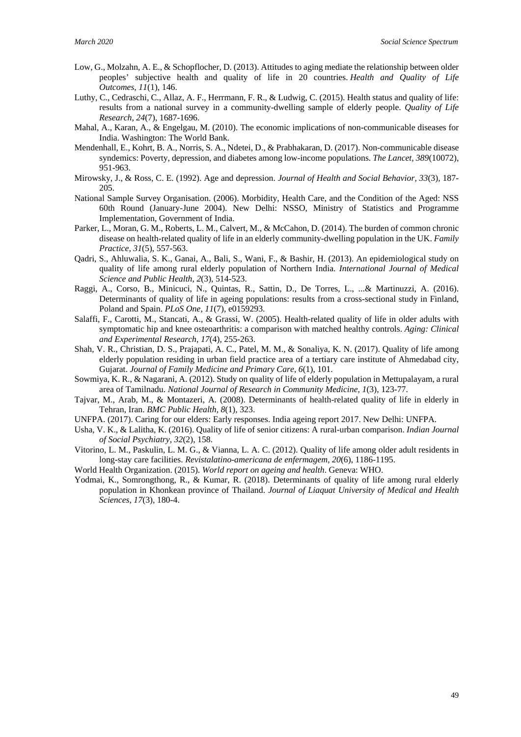Low, G., Molzahn, A. E., & Schopflocher, D. (2013). Attitudes to aging mediate the relationship between older peoples' subjective health and quality of life in 20 countries. *Health and Quality of Life Outcomes*, *11*(1), 146.

Luthy, C., Cedraschi, C., Allaz, A. F., Herrmann, F. R., & Ludwig, C. (2015). Health status and quality of life: results from a national survey in a community-dwelling sample of elderly people. *Quality of Life Research, 24*(7), 1687-1696.

Mahal, A., Karan, A., & Engelgau, M. (2010). The economic implications of non-communicable diseases for India. Washington: The World Bank.

Mendenhall, E., Kohrt, B. A., Norris, S. A., Ndetei, D., & Prabhakaran, D. (2017). Non-communicable disease syndemics: Poverty, depression, and diabetes among low-income populations. *The Lancet, 389*(10072), 951-963.

Mirowsky, J., & Ross, C. E. (1992). Age and depression. *Journal of Health and Social Behavior, 33*(3), 187-205.

National Sample Survey Organisation. (2006). Morbidity, Health Care, and the Condition of the Aged: NSS 60th Round (January-June 2004). New Delhi: NSSO, Ministry of Statistics and Programme Implementation, Government of India.

Parker, L., Moran, G. M., Roberts, L. M., Calvert, M., & McCahon, D. (2014). The burden of common chronic disease on health-related quality of life in an elderly community-dwelling population in the UK. *Family Practice, 31*(5), 557-563.

Qadri, S., Ahluwalia, S. K., Ganai, A., Bali, S., Wani, F., & Bashir, H. (2013). An epidemiological study on quality of life among rural elderly population of Northern India. *International Journal of Medical Science and Public Health, 2*(3), 514-523.

Raggi, A., Corso, B., Minicuci, N., Quintas, R., Sattin, D., De Torres, L., ...& Martinuzzi, A. (2016). Determinants of quality of life in ageing populations: results from a cross-sectional study in Finland, Poland and Spain. *PLoS One*, *11*(7), e0159293.

Salaffi, F., Carotti, M., Stancati, A., & Grassi, W. (2005). Health-related quality of life in older adults with symptomatic hip and knee osteoarthritis: a comparison with matched healthy controls. *Aging: Clinical and Experimental Research*, *17*(4), 255-263.

Shah, V. R., Christian, D. S., Prajapati, A. C., Patel, M. M., & Sonaliya, K. N. (2017). Quality of life among elderly population residing in urban field practice area of a tertiary care institute of Ahmedabad city, Gujarat. *Journal of Family Medicine and Primary Care*, *6*(1), 101.

Sowmiya, K. R., & Nagarani, A. (2012). Study on quality of life of elderly population in Mettupalayam, a rural area of Tamilnadu. *National Journal of Research in Community Medicine, 1*(3), 123-77.

Tajvar, M., Arab, M., & Montazeri, A. (2008). Determinants of health-related quality of life in elderly in Tehran, Iran. *BMC Public Health*, *8*(1), 323.

UNFPA. (2017). Caring for our elders: Early responses. India ageing report 2017. New Delhi: UNFPA.

Usha, V. K., & Lalitha, K. (2016). Quality of life of senior citizens: A rural-urban comparison. *Indian Journal of Social Psychiatry, 32*(2), 158.

Vitorino, L. M., Paskulin, L. M. G., & Vianna, L. A. C. (2012). Quality of life among older adult residents in long-stay care facilities. *Revistalatino-americana de enfermagem*, *20*(6), 1186-1195.

World Health Organization. (2015). *World report on ageing and health*. Geneva: WHO.

Yodmai, K., Somrongthong, R., & Kumar, R. (2018). Determinants of quality of life among rural elderly population in Khonkean province of Thailand. *Journal of Liaquat University of Medical and Health Sciences, 17*(3), 180-4.